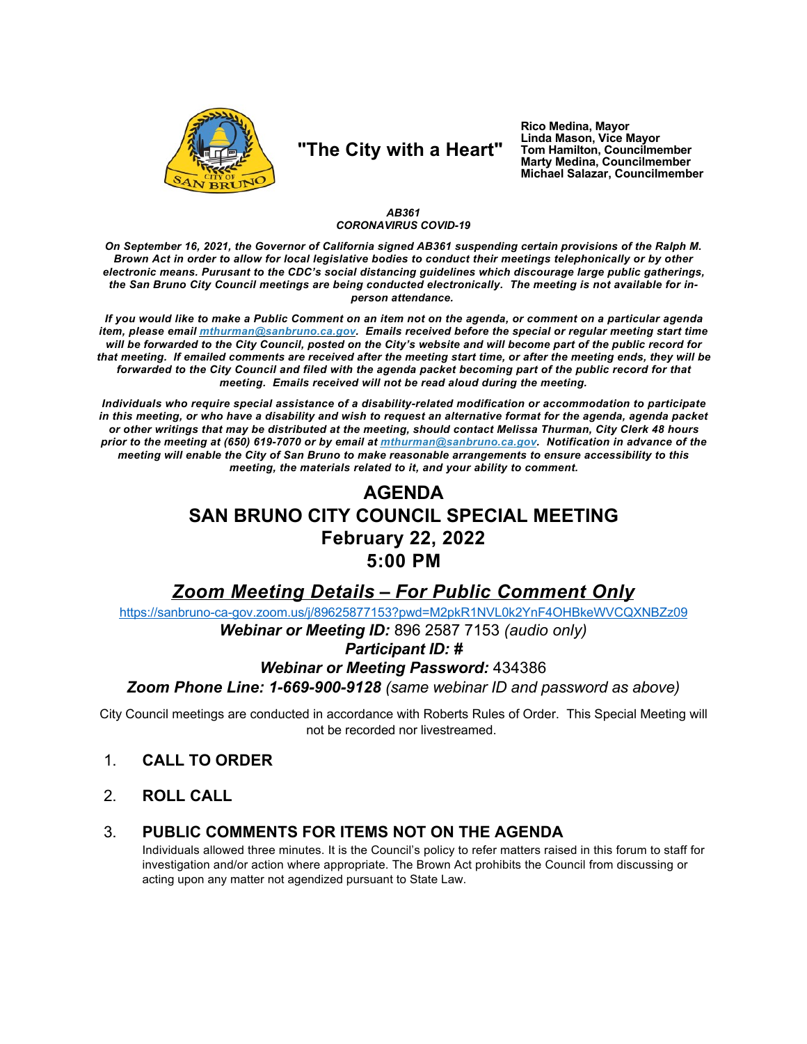**"The City with a Heart"**

**Rico Medina, Mayor**
**Linda Mason, Vice Mayor**
**Tom Hamilton, Councilmember**
**Marty Medina, Councilmember**
**Michael Salazar, Councilmember**

***AB361***
***CORONAVIRUS COVID-19***

***On September 16, 2021, the Governor of California signed AB361 suspending certain provisions of the Ralph M. Brown Act in order to allow for local legislative bodies to conduct their meetings telephonically or by other electronic means. Pursuant to the CDC's social distancing guidelines which discourage large public gatherings, the San Bruno City Council meetings are being conducted electronically. The meeting is not available for in-person attendance.***

***If you would like to make a Public Comment on an item not on the agenda, or comment on a particular agenda item, please email [mthurman@sanbruno.ca.gov](mailto:mthurman@sanbruno.ca.gov). Emails received before the special or regular meeting start time will be forwarded to the City Council, posted on the City's website and will become part of the public record for that meeting. If emailed comments are received after the meeting start time, or after the meeting ends, they will be forwarded to the City Council and filed with the agenda packet becoming part of the public record for that meeting. Emails received will not be read aloud during the meeting.***

***Individuals who require special assistance of a disability-related modification or accommodation to participate in this meeting, or who have a disability and wish to request an alternative format for the agenda, agenda packet or other writings that may be distributed at the meeting, should contact Melissa Thurman, City Clerk 48 hours prior to the meeting at (650) 619-7070 or by email at [mthurman@sanbruno.ca.gov](mailto:mthurman@sanbruno.ca.gov). Notification in advance of the meeting will enable the City of San Bruno to make reasonable arrangements to ensure accessibility to this meeting, the materials related to it, and your ability to comment.***

# AGENDA
# SAN BRUNO CITY COUNCIL SPECIAL MEETING
# February 22, 2022
# 5:00 PM

## ***Zoom Meeting Details – For Public Comment Only***

https://sanbruno-ca-gov.zoom.us/j/89625877153?pwd=M2pkR1NVL0k2YnF4OHBkeWVCQXNBZz09

***Webinar or Meeting ID:*** 896 2587 7153 *(audio only)*

***Participant ID: #***

***Webinar or Meeting Password:*** 434386

***Zoom Phone Line: 1-669-900-9128*** *(same webinar ID and password as above)*

City Council meetings are conducted in accordance with Roberts Rules of Order. This Special Meeting will not be recorded nor livestreamed.

1. **CALL TO ORDER**

2. **ROLL CALL**

3. **PUBLIC COMMENTS FOR ITEMS NOT ON THE AGENDA**
   Individuals allowed three minutes. It is the Council's policy to refer matters raised in this forum to staff for investigation and/or action where appropriate. The Brown Act prohibits the Council from discussing or acting upon any matter not agendized pursuant to State Law.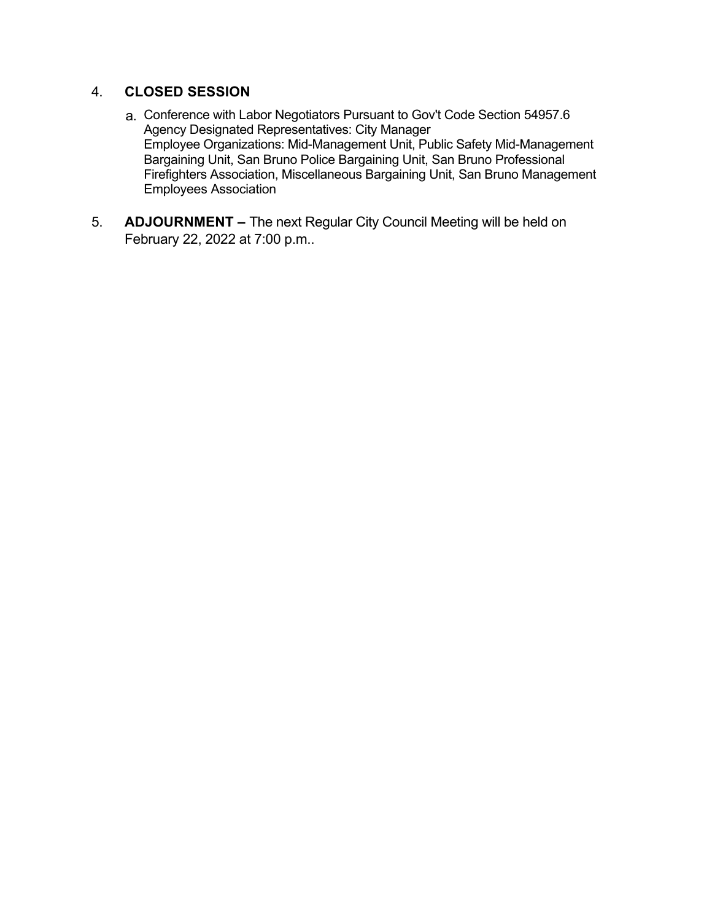4. **CLOSED SESSION**

   a. Conference with Labor Negotiators Pursuant to Gov't Code Section 54957.6
   Agency Designated Representatives: City Manager
   Employee Organizations: Mid-Management Unit, Public Safety Mid-Management Bargaining Unit, San Bruno Police Bargaining Unit, San Bruno Professional Firefighters Association, Miscellaneous Bargaining Unit, San Bruno Management Employees Association

5. **ADJOURNMENT –** The next Regular City Council Meeting will be held on February 22, 2022 at 7:00 p.m..